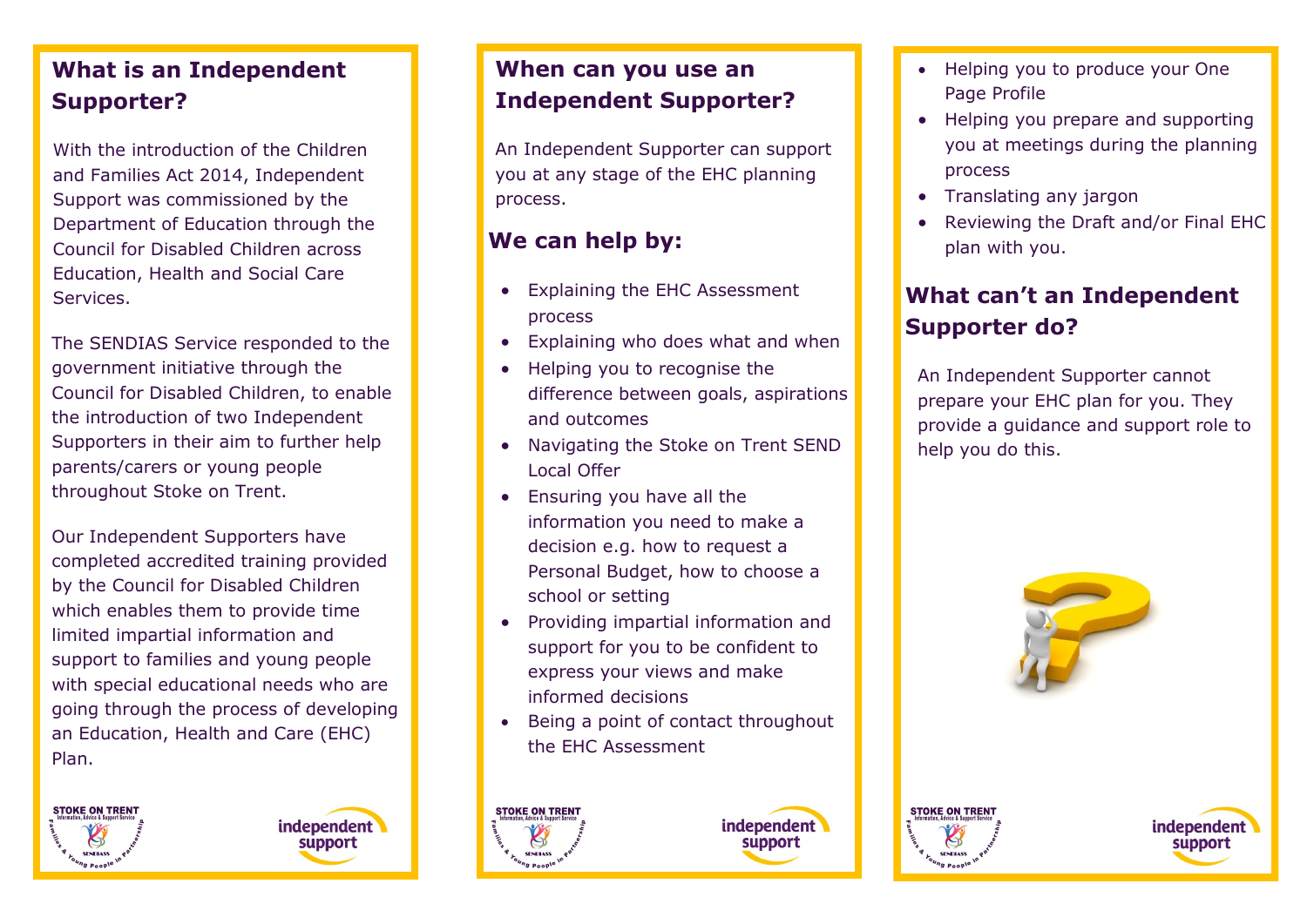## What is an Independent Supporter?

With the introduction of the Children and Families Act 2014, Independent Support was commissioned by the Department of Education through the Council for Disabled Children across Education, Health and Social Care Services.

The SENDIAS Service responded to the government initiative through the Council for Disabled Children, to enable the introduction of two Independent Supporters in their aim to further help parents/carers or young people throughout Stoke on Trent.

Our Independent Supporters have completed accredited training provided by the Council for Disabled Children which enables them to provide time limited impartial information and support to families and young people with special educational needs who are going through the process of developing an Education, Health and Care (EHC) Plan.

## When can you use an Independent Supporter?

An Independent Supporter can support you at any stage of the EHC planning process.

### We can help by:

- Explaining the EHC Assessment process
- Explaining who does what and when
- Helping you to recognise the difference between goals, aspirations and outcomes
- Navigating the Stoke on Trent SEND Local Offer
- Ensuring you have all the information you need to make a decision e.g. how to request a Personal Budget, how to choose a school or setting
- Providing impartial information and support for you to be confident to express your views and make informed decisions
- Being a point of contact throughout the EHC Assessment
- Helping you to produce your One Page Profile
- Helping you prepare and supporting you at meetings during the planning process
- Translating any jargon
- Reviewing the Draft and/or Final EHC plan with you.

## What can't an Independent Supporter do?

An Independent Supporter cannot prepare your EHC plan for you. They provide a guidance and support role to help you do this.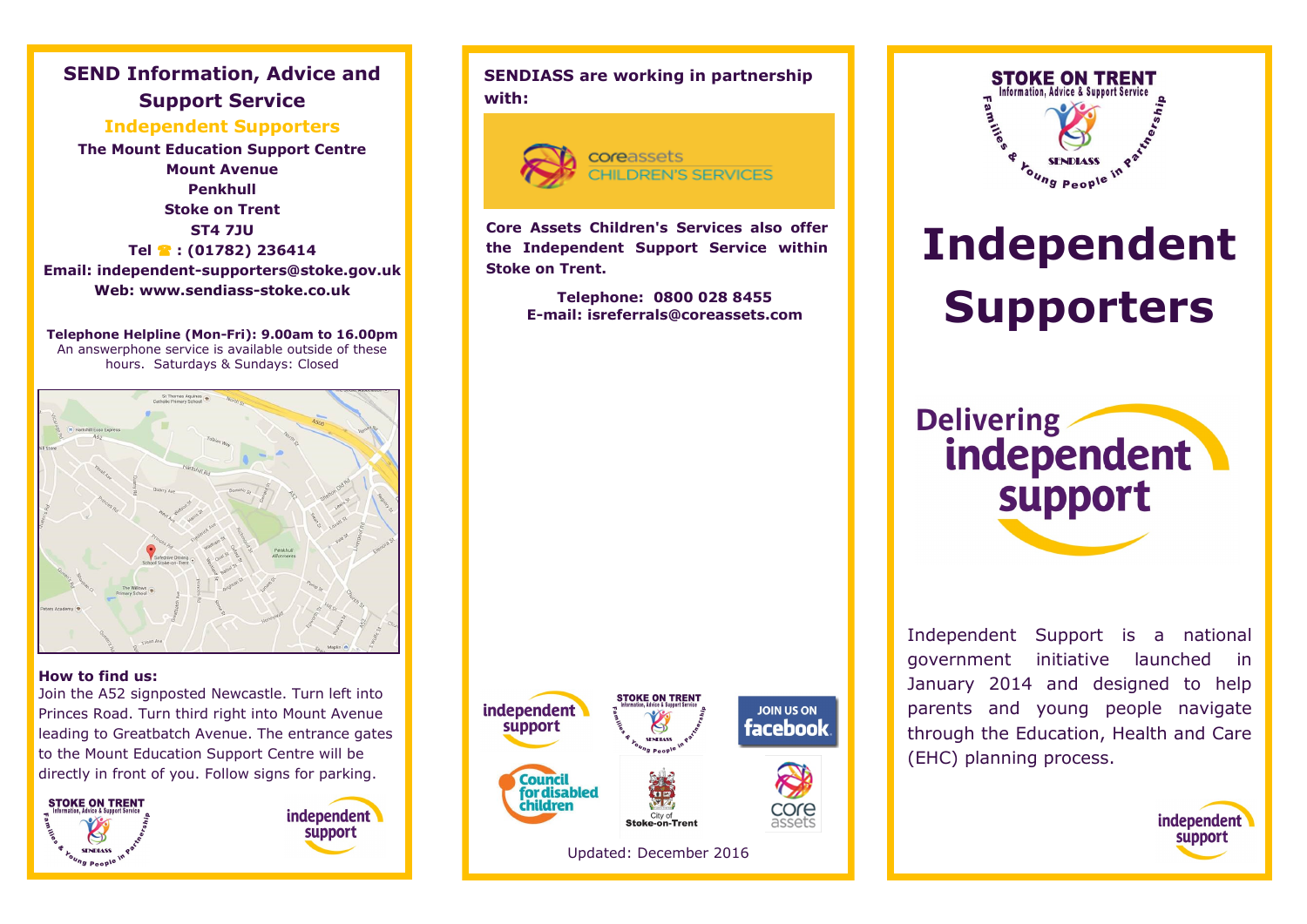## SEND Information, Advice and Support Service

### Independent Supporters

**The Mount Education Support Centre**
**Mount Avenue**
**Penkhull**
**Stoke on Trent**
**ST4 7JU**
**Tel ☎ : (01782) 236414**
**Email: independent-supporters@stoke.gov.uk**
**Web: www.sendiass-stoke.co.uk**

**Telephone Helpline (Mon-Fri): 9.00am to 16.00pm**
An answerphone service is available outside of these hours. Saturdays & Sundays: Closed

**How to find us:**
Join the A52 signposted Newcastle. Turn left into Princes Road. Turn third right into Mount Avenue leading to Greatbatch Avenue. The entrance gates to the Mount Education Support Centre will be directly in front of you. Follow signs for parking.

**SENDIASS are working in partnership with:**

coreassets CHILDREN'S SERVICES

**Core Assets Children's Services also offer the Independent Support Service within Stoke on Trent.**

**Telephone: 0800 028 8455**
**E-mail: isreferrals@coreassets.com**

Updated: December 2016

STOKE ON TRENT Information, Advice & Support Service — SENDIASS — Families & Young People in Partnership

# Independent Supporters

## Delivering independent support

Independent Support is a national government initiative launched in January 2014 and designed to help parents and young people navigate through the Education, Health and Care (EHC) planning process.